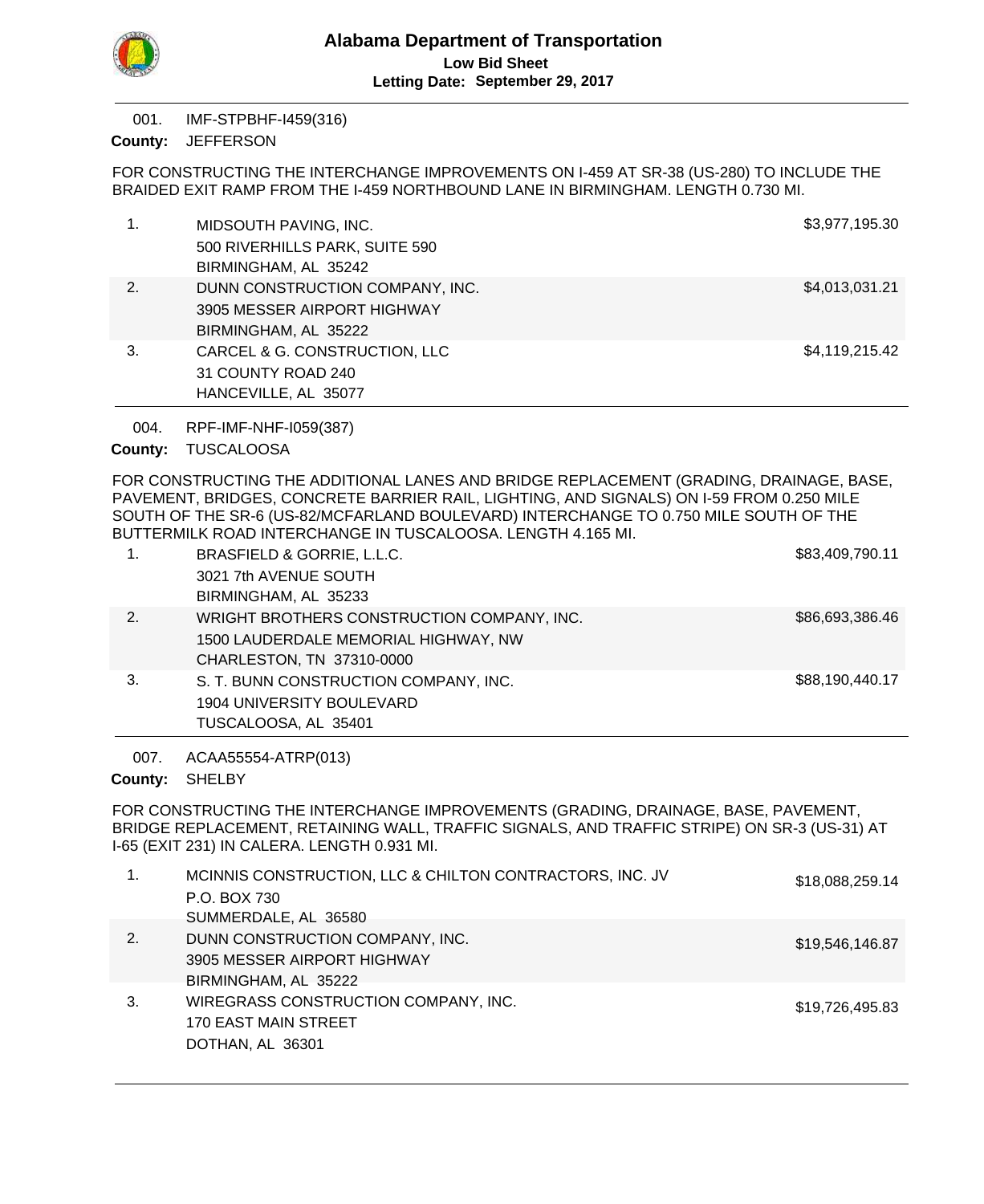# Alabama Department of Transportation

**Low Bid Sheet**

**Letting Date: September 29, 2017**

---

001. IMF-STPBHF-I459(316)

**County:** JEFFERSON

FOR CONSTRUCTING THE INTERCHANGE IMPROVEMENTS ON I-459 AT SR-38 (US-280) TO INCLUDE THE BRAIDED EXIT RAMP FROM THE I-459 NORTHBOUND LANE IN BIRMINGHAM. LENGTH 0.730 MI.

| | Bidder | Amount |
|---|---|---|
| 1. | MIDSOUTH PAVING, INC.<br>500 RIVERHILLS PARK, SUITE 590<br>BIRMINGHAM, AL 35242 | $3,977,195.30 |
| 2. | DUNN CONSTRUCTION COMPANY, INC.<br>3905 MESSER AIRPORT HIGHWAY<br>BIRMINGHAM, AL 35222 | $4,013,031.21 |
| 3. | CARCEL & G. CONSTRUCTION, LLC<br>31 COUNTY ROAD 240<br>HANCEVILLE, AL 35077 | $4,119,215.42 |

---

004. RPF-IMF-NHF-I059(387)

**County:** TUSCALOOSA

FOR CONSTRUCTING THE ADDITIONAL LANES AND BRIDGE REPLACEMENT (GRADING, DRAINAGE, BASE, PAVEMENT, BRIDGES, CONCRETE BARRIER RAIL, LIGHTING, AND SIGNALS) ON I-59 FROM 0.250 MILE SOUTH OF THE SR-6 (US-82/MCFARLAND BOULEVARD) INTERCHANGE TO 0.750 MILE SOUTH OF THE BUTTERMILK ROAD INTERCHANGE IN TUSCALOOSA. LENGTH 4.165 MI.

| | Bidder | Amount |
|---|---|---|
| 1. | BRASFIELD & GORRIE, L.L.C.<br>3021 7th AVENUE SOUTH<br>BIRMINGHAM, AL 35233 | $83,409,790.11 |
| 2. | WRIGHT BROTHERS CONSTRUCTION COMPANY, INC.<br>1500 LAUDERDALE MEMORIAL HIGHWAY, NW<br>CHARLESTON, TN 37310-0000 | $86,693,386.46 |
| 3. | S. T. BUNN CONSTRUCTION COMPANY, INC.<br>1904 UNIVERSITY BOULEVARD<br>TUSCALOOSA, AL 35401 | $88,190,440.17 |

---

007. ACAA55554-ATRP(013)

**County:** SHELBY

FOR CONSTRUCTING THE INTERCHANGE IMPROVEMENTS (GRADING, DRAINAGE, BASE, PAVEMENT, BRIDGE REPLACEMENT, RETAINING WALL, TRAFFIC SIGNALS, AND TRAFFIC STRIPE) ON SR-3 (US-31) AT I-65 (EXIT 231) IN CALERA. LENGTH 0.931 MI.

| | Bidder | Amount |
|---|---|---|
| 1. | MCINNIS CONSTRUCTION, LLC & CHILTON CONTRACTORS, INC. JV<br>P.O. BOX 730<br>SUMMERDALE, AL 36580 | $18,088,259.14 |
| 2. | DUNN CONSTRUCTION COMPANY, INC.<br>3905 MESSER AIRPORT HIGHWAY<br>BIRMINGHAM, AL 35222 | $19,546,146.87 |
| 3. | WIREGRASS CONSTRUCTION COMPANY, INC.<br>170 EAST MAIN STREET<br>DOTHAN, AL 36301 | $19,726,495.83 |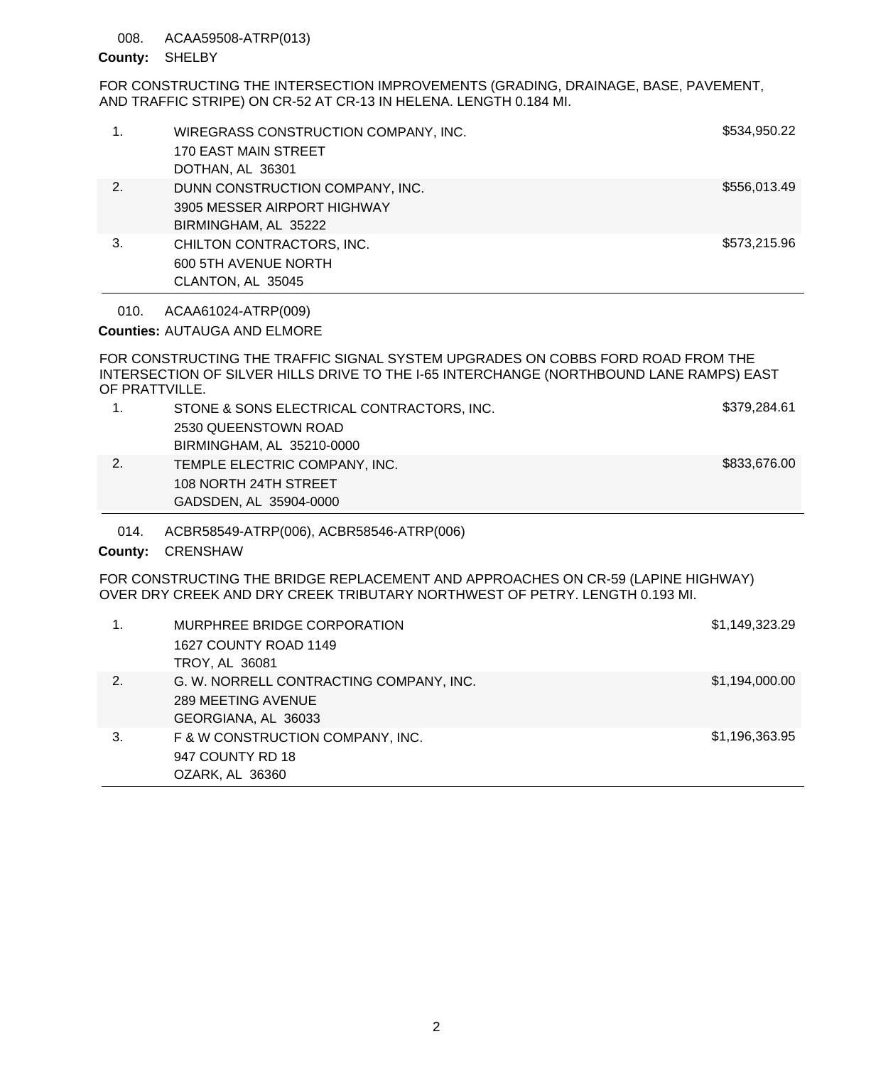008. ACAA59508-ATRP(013)

**County:** SHELBY

FOR CONSTRUCTING THE INTERSECTION IMPROVEMENTS (GRADING, DRAINAGE, BASE, PAVEMENT, AND TRAFFIC STRIPE) ON CR-52 AT CR-13 IN HELENA. LENGTH 0.184 MI.

| | | |
|---|---|---|
| 1. | WIREGRASS CONSTRUCTION COMPANY, INC.<br>170 EAST MAIN STREET<br>DOTHAN, AL 36301 | $534,950.22 |
| 2. | DUNN CONSTRUCTION COMPANY, INC.<br>3905 MESSER AIRPORT HIGHWAY<br>BIRMINGHAM, AL 35222 | $556,013.49 |
| 3. | CHILTON CONTRACTORS, INC.<br>600 5TH AVENUE NORTH<br>CLANTON, AL 35045 | $573,215.96 |

010. ACAA61024-ATRP(009)

**Counties:** AUTAUGA AND ELMORE

FOR CONSTRUCTING THE TRAFFIC SIGNAL SYSTEM UPGRADES ON COBBS FORD ROAD FROM THE INTERSECTION OF SILVER HILLS DRIVE TO THE I-65 INTERCHANGE (NORTHBOUND LANE RAMPS) EAST OF PRATTVILLE.

| | | |
|---|---|---|
| 1. | STONE & SONS ELECTRICAL CONTRACTORS, INC.<br>2530 QUEENSTOWN ROAD<br>BIRMINGHAM, AL 35210-0000 | $379,284.61 |
| 2. | TEMPLE ELECTRIC COMPANY, INC.<br>108 NORTH 24TH STREET<br>GADSDEN, AL 35904-0000 | $833,676.00 |

014. ACBR58549-ATRP(006), ACBR58546-ATRP(006)

**County:** CRENSHAW

FOR CONSTRUCTING THE BRIDGE REPLACEMENT AND APPROACHES ON CR-59 (LAPINE HIGHWAY) OVER DRY CREEK AND DRY CREEK TRIBUTARY NORTHWEST OF PETRY. LENGTH 0.193 MI.

| | | |
|---|---|---|
| 1. | MURPHREE BRIDGE CORPORATION<br>1627 COUNTY ROAD 1149<br>TROY, AL 36081 | $1,149,323.29 |
| 2. | G. W. NORRELL CONTRACTING COMPANY, INC.<br>289 MEETING AVENUE<br>GEORGIANA, AL 36033 | $1,194,000.00 |
| 3. | F & W CONSTRUCTION COMPANY, INC.<br>947 COUNTY RD 18<br>OZARK, AL 36360 | $1,196,363.95 |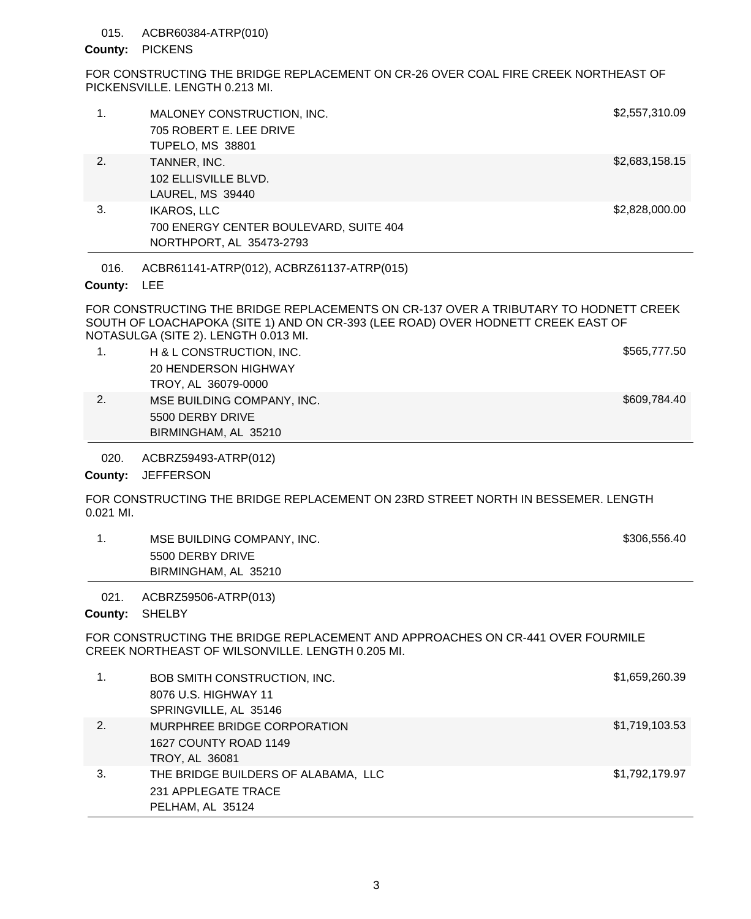015. ACBR60384-ATRP(010)

**County:** PICKENS

FOR CONSTRUCTING THE BRIDGE REPLACEMENT ON CR-26 OVER COAL FIRE CREEK NORTHEAST OF PICKENSVILLE. LENGTH 0.213 MI.

| | | |
|---|---|---|
| 1. | MALONEY CONSTRUCTION, INC.<br>705 ROBERT E. LEE DRIVE<br>TUPELO, MS 38801 | $2,557,310.09 |
| 2. | TANNER, INC.<br>102 ELLISVILLE BLVD.<br>LAUREL, MS 39440 | $2,683,158.15 |
| 3. | IKAROS, LLC<br>700 ENERGY CENTER BOULEVARD, SUITE 404<br>NORTHPORT, AL 35473-2793 | $2,828,000.00 |

016. ACBR61141-ATRP(012), ACBRZ61137-ATRP(015)

**County:** LEE

FOR CONSTRUCTING THE BRIDGE REPLACEMENTS ON CR-137 OVER A TRIBUTARY TO HODNETT CREEK SOUTH OF LOACHAPOKA (SITE 1) AND ON CR-393 (LEE ROAD) OVER HODNETT CREEK EAST OF NOTASULGA (SITE 2). LENGTH 0.013 MI.

| | | |
|---|---|---|
| 1. | H & L CONSTRUCTION, INC.<br>20 HENDERSON HIGHWAY<br>TROY, AL 36079-0000 | $565,777.50 |
| 2. | MSE BUILDING COMPANY, INC.<br>5500 DERBY DRIVE<br>BIRMINGHAM, AL 35210 | $609,784.40 |

020. ACBRZ59493-ATRP(012)

**County:** JEFFERSON

FOR CONSTRUCTING THE BRIDGE REPLACEMENT ON 23RD STREET NORTH IN BESSEMER. LENGTH 0.021 MI.

| | | |
|---|---|---|
| 1. | MSE BUILDING COMPANY, INC.<br>5500 DERBY DRIVE<br>BIRMINGHAM, AL 35210 | $306,556.40 |

021. ACBRZ59506-ATRP(013)

**County:** SHELBY

FOR CONSTRUCTING THE BRIDGE REPLACEMENT AND APPROACHES ON CR-441 OVER FOURMILE CREEK NORTHEAST OF WILSONVILLE. LENGTH 0.205 MI.

| | | |
|---|---|---|
| 1. | BOB SMITH CONSTRUCTION, INC.<br>8076 U.S. HIGHWAY 11<br>SPRINGVILLE, AL 35146 | $1,659,260.39 |
| 2. | MURPHREE BRIDGE CORPORATION<br>1627 COUNTY ROAD 1149<br>TROY, AL 36081 | $1,719,103.53 |
| 3. | THE BRIDGE BUILDERS OF ALABAMA, LLC<br>231 APPLEGATE TRACE<br>PELHAM, AL 35124 | $1,792,179.97 |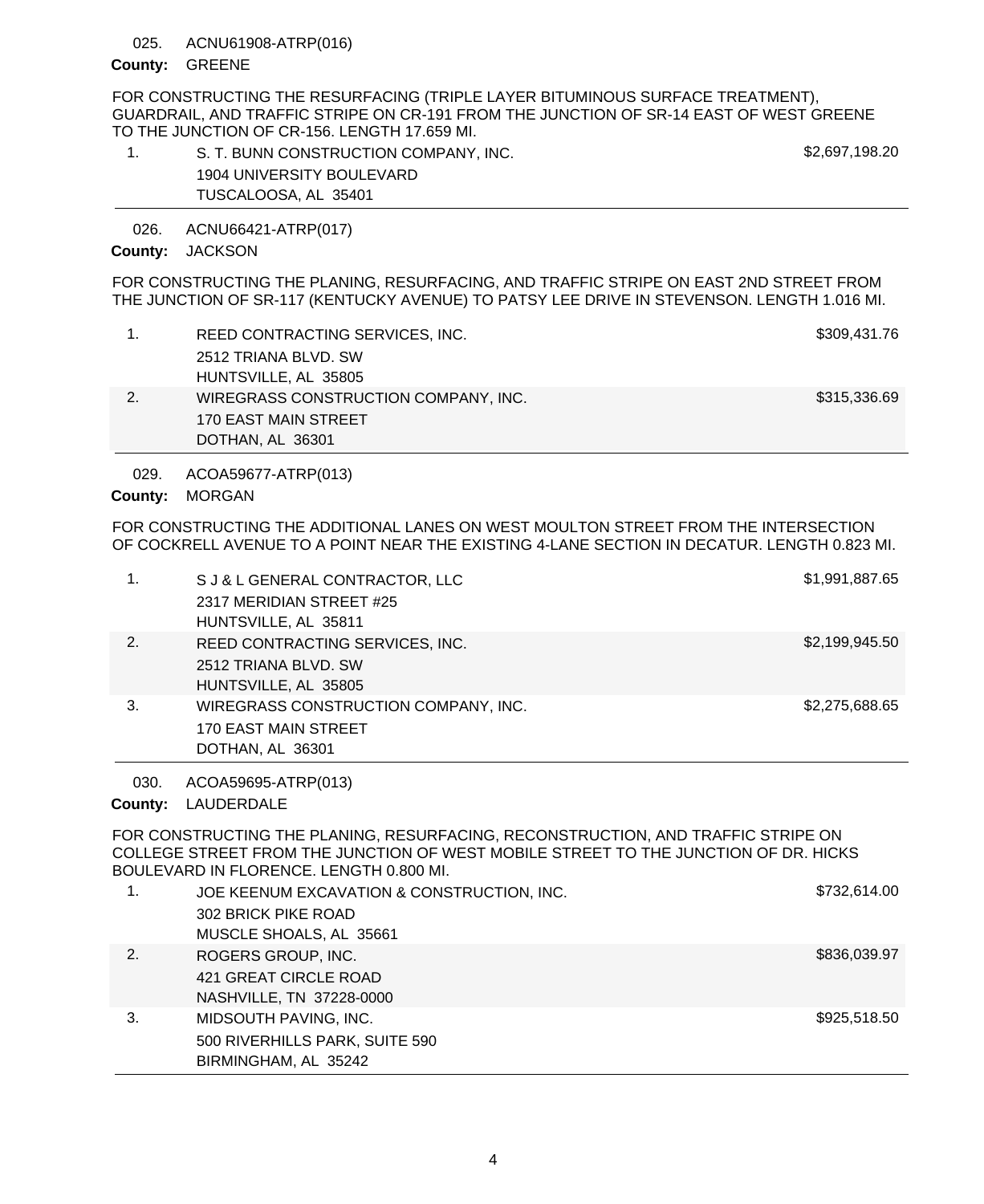025. ACNU61908-ATRP(016)

**County:** GREENE

FOR CONSTRUCTING THE RESURFACING (TRIPLE LAYER BITUMINOUS SURFACE TREATMENT), GUARDRAIL, AND TRAFFIC STRIPE ON CR-191 FROM THE JUNCTION OF SR-14 EAST OF WEST GREENE TO THE JUNCTION OF CR-156. LENGTH 17.659 MI.

| | Bidder | Amount |
|---|---|---|
| 1. | S. T. BUNN CONSTRUCTION COMPANY, INC.<br>1904 UNIVERSITY BOULEVARD<br>TUSCALOOSA, AL 35401 | $2,697,198.20 |

---

026. ACNU66421-ATRP(017)

**County:** JACKSON

FOR CONSTRUCTING THE PLANING, RESURFACING, AND TRAFFIC STRIPE ON EAST 2ND STREET FROM THE JUNCTION OF SR-117 (KENTUCKY AVENUE) TO PATSY LEE DRIVE IN STEVENSON. LENGTH 1.016 MI.

| | Bidder | Amount |
|---|---|---|
| 1. | REED CONTRACTING SERVICES, INC.<br>2512 TRIANA BLVD. SW<br>HUNTSVILLE, AL 35805 | $309,431.76 |
| 2. | WIREGRASS CONSTRUCTION COMPANY, INC.<br>170 EAST MAIN STREET<br>DOTHAN, AL 36301 | $315,336.69 |

---

029. ACOA59677-ATRP(013)

**County:** MORGAN

FOR CONSTRUCTING THE ADDITIONAL LANES ON WEST MOULTON STREET FROM THE INTERSECTION OF COCKRELL AVENUE TO A POINT NEAR THE EXISTING 4-LANE SECTION IN DECATUR. LENGTH 0.823 MI.

| | Bidder | Amount |
|---|---|---|
| 1. | S J & L GENERAL CONTRACTOR, LLC<br>2317 MERIDIAN STREET #25<br>HUNTSVILLE, AL 35811 | $1,991,887.65 |
| 2. | REED CONTRACTING SERVICES, INC.<br>2512 TRIANA BLVD. SW<br>HUNTSVILLE, AL 35805 | $2,199,945.50 |
| 3. | WIREGRASS CONSTRUCTION COMPANY, INC.<br>170 EAST MAIN STREET<br>DOTHAN, AL 36301 | $2,275,688.65 |

---

030. ACOA59695-ATRP(013)

**County:** LAUDERDALE

FOR CONSTRUCTING THE PLANING, RESURFACING, RECONSTRUCTION, AND TRAFFIC STRIPE ON COLLEGE STREET FROM THE JUNCTION OF WEST MOBILE STREET TO THE JUNCTION OF DR. HICKS BOULEVARD IN FLORENCE. LENGTH 0.800 MI.

| | Bidder | Amount |
|---|---|---|
| 1. | JOE KEENUM EXCAVATION & CONSTRUCTION, INC.<br>302 BRICK PIKE ROAD<br>MUSCLE SHOALS, AL 35661 | $732,614.00 |
| 2. | ROGERS GROUP, INC.<br>421 GREAT CIRCLE ROAD<br>NASHVILLE, TN 37228-0000 | $836,039.97 |
| 3. | MIDSOUTH PAVING, INC.<br>500 RIVERHILLS PARK, SUITE 590<br>BIRMINGHAM, AL 35242 | $925,518.50 |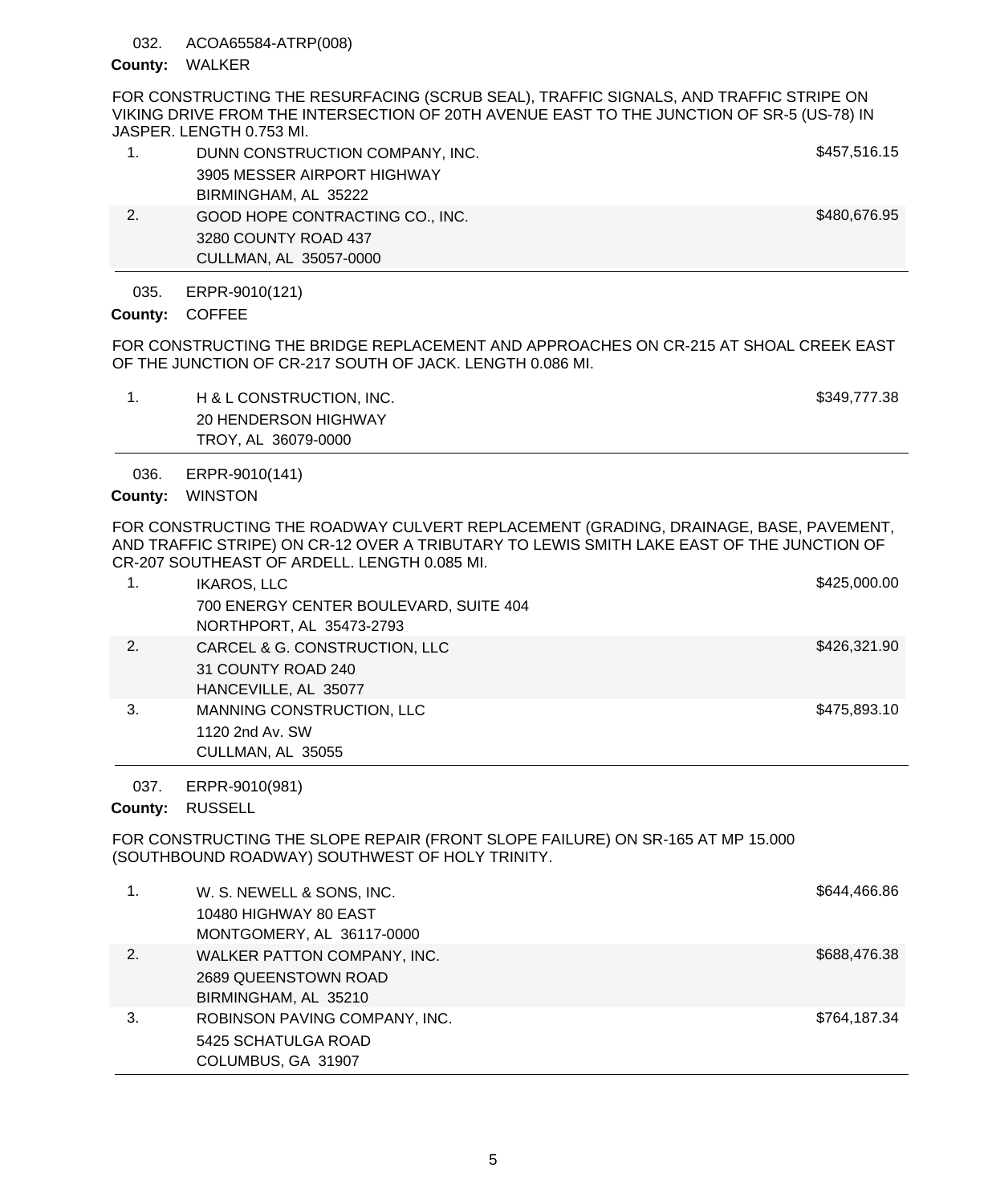032. ACOA65584-ATRP(008)

**County:** WALKER

FOR CONSTRUCTING THE RESURFACING (SCRUB SEAL), TRAFFIC SIGNALS, AND TRAFFIC STRIPE ON VIKING DRIVE FROM THE INTERSECTION OF 20TH AVENUE EAST TO THE JUNCTION OF SR-5 (US-78) IN JASPER. LENGTH 0.753 MI.

| | | |
|---|---|---|
| 1. | DUNN CONSTRUCTION COMPANY, INC.<br>3905 MESSER AIRPORT HIGHWAY<br>BIRMINGHAM, AL 35222 | $457,516.15 |
| 2. | GOOD HOPE CONTRACTING CO., INC.<br>3280 COUNTY ROAD 437<br>CULLMAN, AL 35057-0000 | $480,676.95 |

035. ERPR-9010(121)

**County:** COFFEE

FOR CONSTRUCTING THE BRIDGE REPLACEMENT AND APPROACHES ON CR-215 AT SHOAL CREEK EAST OF THE JUNCTION OF CR-217 SOUTH OF JACK. LENGTH 0.086 MI.

| | | |
|---|---|---|
| 1. | H & L CONSTRUCTION, INC.<br>20 HENDERSON HIGHWAY<br>TROY, AL 36079-0000 | $349,777.38 |

036. ERPR-9010(141)

**County:** WINSTON

FOR CONSTRUCTING THE ROADWAY CULVERT REPLACEMENT (GRADING, DRAINAGE, BASE, PAVEMENT, AND TRAFFIC STRIPE) ON CR-12 OVER A TRIBUTARY TO LEWIS SMITH LAKE EAST OF THE JUNCTION OF CR-207 SOUTHEAST OF ARDELL. LENGTH 0.085 MI.

| | | |
|---|---|---|
| 1. | IKAROS, LLC<br>700 ENERGY CENTER BOULEVARD, SUITE 404<br>NORTHPORT, AL 35473-2793 | $425,000.00 |
| 2. | CARCEL & G. CONSTRUCTION, LLC<br>31 COUNTY ROAD 240<br>HANCEVILLE, AL 35077 | $426,321.90 |
| 3. | MANNING CONSTRUCTION, LLC<br>1120 2nd Av. SW<br>CULLMAN, AL 35055 | $475,893.10 |

037. ERPR-9010(981)

**County:** RUSSELL

FOR CONSTRUCTING THE SLOPE REPAIR (FRONT SLOPE FAILURE) ON SR-165 AT MP 15.000 (SOUTHBOUND ROADWAY) SOUTHWEST OF HOLY TRINITY.

| | | |
|---|---|---|
| 1. | W. S. NEWELL & SONS, INC.<br>10480 HIGHWAY 80 EAST<br>MONTGOMERY, AL 36117-0000 | $644,466.86 |
| 2. | WALKER PATTON COMPANY, INC.<br>2689 QUEENSTOWN ROAD<br>BIRMINGHAM, AL 35210 | $688,476.38 |
| 3. | ROBINSON PAVING COMPANY, INC.<br>5425 SCHATULGA ROAD<br>COLUMBUS, GA 31907 | $764,187.34 |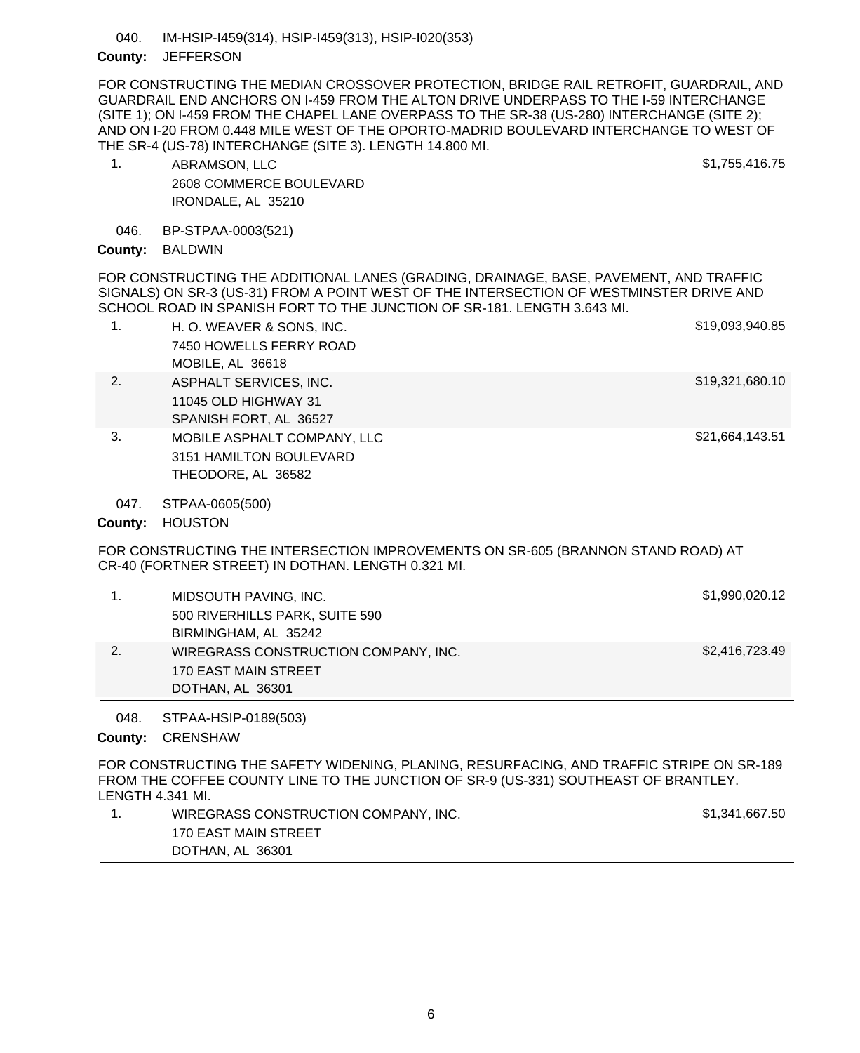040. IM-HSIP-I459(314), HSIP-I459(313), HSIP-I020(353)

**County:** JEFFERSON

FOR CONSTRUCTING THE MEDIAN CROSSOVER PROTECTION, BRIDGE RAIL RETROFIT, GUARDRAIL, AND GUARDRAIL END ANCHORS ON I-459 FROM THE ALTON DRIVE UNDERPASS TO THE I-59 INTERCHANGE (SITE 1); ON I-459 FROM THE CHAPEL LANE OVERPASS TO THE SR-38 (US-280) INTERCHANGE (SITE 2); AND ON I-20 FROM 0.448 MILE WEST OF THE OPORTO-MADRID BOULEVARD INTERCHANGE TO WEST OF THE SR-4 (US-78) INTERCHANGE (SITE 3). LENGTH 14.800 MI.

| | Bidder | Amount |
|---|---|---|
| 1. | ABRAMSON, LLC<br>2608 COMMERCE BOULEVARD<br>IRONDALE, AL 35210 | $1,755,416.75 |

046. BP-STPAA-0003(521)

**County:** BALDWIN

FOR CONSTRUCTING THE ADDITIONAL LANES (GRADING, DRAINAGE, BASE, PAVEMENT, AND TRAFFIC SIGNALS) ON SR-3 (US-31) FROM A POINT WEST OF THE INTERSECTION OF WESTMINSTER DRIVE AND SCHOOL ROAD IN SPANISH FORT TO THE JUNCTION OF SR-181. LENGTH 3.643 MI.

| | Bidder | Amount |
|---|---|---|
| 1. | H. O. WEAVER & SONS, INC.<br>7450 HOWELLS FERRY ROAD<br>MOBILE, AL 36618 | $19,093,940.85 |
| 2. | ASPHALT SERVICES, INC.<br>11045 OLD HIGHWAY 31<br>SPANISH FORT, AL 36527 | $19,321,680.10 |
| 3. | MOBILE ASPHALT COMPANY, LLC<br>3151 HAMILTON BOULEVARD<br>THEODORE, AL 36582 | $21,664,143.51 |

047. STPAA-0605(500)

**County:** HOUSTON

FOR CONSTRUCTING THE INTERSECTION IMPROVEMENTS ON SR-605 (BRANNON STAND ROAD) AT CR-40 (FORTNER STREET) IN DOTHAN. LENGTH 0.321 MI.

| | Bidder | Amount |
|---|---|---|
| 1. | MIDSOUTH PAVING, INC.<br>500 RIVERHILLS PARK, SUITE 590<br>BIRMINGHAM, AL 35242 | $1,990,020.12 |
| 2. | WIREGRASS CONSTRUCTION COMPANY, INC.<br>170 EAST MAIN STREET<br>DOTHAN, AL 36301 | $2,416,723.49 |

048. STPAA-HSIP-0189(503)

**County:** CRENSHAW

FOR CONSTRUCTING THE SAFETY WIDENING, PLANING, RESURFACING, AND TRAFFIC STRIPE ON SR-189 FROM THE COFFEE COUNTY LINE TO THE JUNCTION OF SR-9 (US-331) SOUTHEAST OF BRANTLEY. LENGTH 4.341 MI.

| | Bidder | Amount |
|---|---|---|
| 1. | WIREGRASS CONSTRUCTION COMPANY, INC.<br>170 EAST MAIN STREET<br>DOTHAN, AL 36301 | $1,341,667.50 |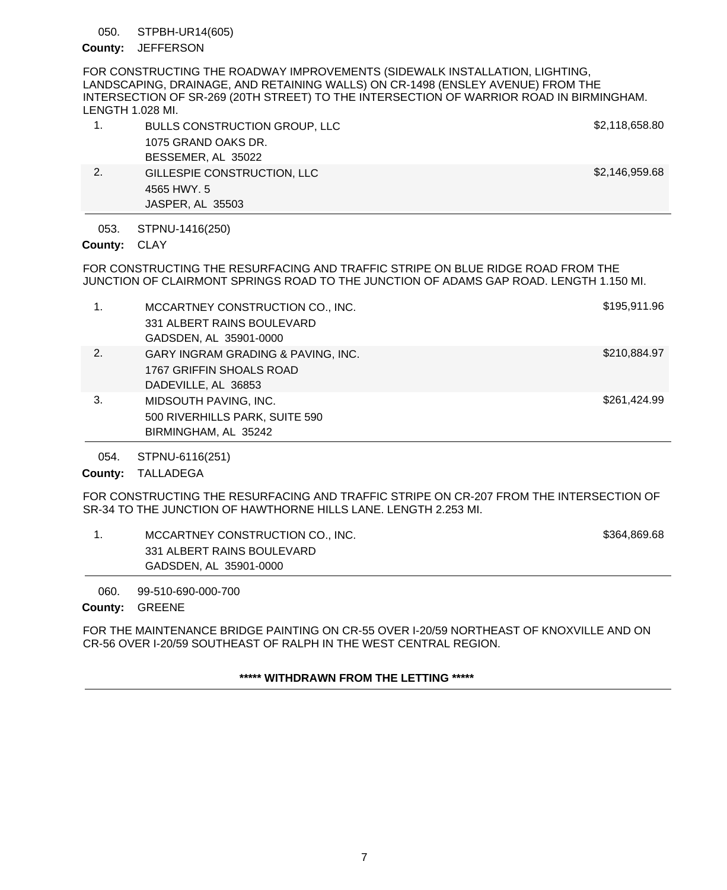050. STPBH-UR14(605)

**County:** JEFFERSON

FOR CONSTRUCTING THE ROADWAY IMPROVEMENTS (SIDEWALK INSTALLATION, LIGHTING, LANDSCAPING, DRAINAGE, AND RETAINING WALLS) ON CR-1498 (ENSLEY AVENUE) FROM THE INTERSECTION OF SR-269 (20TH STREET) TO THE INTERSECTION OF WARRIOR ROAD IN BIRMINGHAM. LENGTH 1.028 MI.

| | Bidder | Amount |
|---|---|---|
| 1. | BULLS CONSTRUCTION GROUP, LLC<br>1075 GRAND OAKS DR.<br>BESSEMER, AL 35022 | $2,118,658.80 |
| 2. | GILLESPIE CONSTRUCTION, LLC<br>4565 HWY. 5<br>JASPER, AL 35503 | $2,146,959.68 |

---

053. STPNU-1416(250)

**County:** CLAY

FOR CONSTRUCTING THE RESURFACING AND TRAFFIC STRIPE ON BLUE RIDGE ROAD FROM THE JUNCTION OF CLAIRMONT SPRINGS ROAD TO THE JUNCTION OF ADAMS GAP ROAD. LENGTH 1.150 MI.

| | Bidder | Amount |
|---|---|---|
| 1. | MCCARTNEY CONSTRUCTION CO., INC.<br>331 ALBERT RAINS BOULEVARD<br>GADSDEN, AL 35901-0000 | $195,911.96 |
| 2. | GARY INGRAM GRADING & PAVING, INC.<br>1767 GRIFFIN SHOALS ROAD<br>DADEVILLE, AL 36853 | $210,884.97 |
| 3. | MIDSOUTH PAVING, INC.<br>500 RIVERHILLS PARK, SUITE 590<br>BIRMINGHAM, AL 35242 | $261,424.99 |

---

054. STPNU-6116(251)

**County:** TALLADEGA

FOR CONSTRUCTING THE RESURFACING AND TRAFFIC STRIPE ON CR-207 FROM THE INTERSECTION OF SR-34 TO THE JUNCTION OF HAWTHORNE HILLS LANE. LENGTH 2.253 MI.

| | Bidder | Amount |
|---|---|---|
| 1. | MCCARTNEY CONSTRUCTION CO., INC.<br>331 ALBERT RAINS BOULEVARD<br>GADSDEN, AL 35901-0000 | $364,869.68 |

---

060. 99-510-690-000-700

**County:** GREENE

FOR THE MAINTENANCE BRIDGE PAINTING ON CR-55 OVER I-20/59 NORTHEAST OF KNOXVILLE AND ON CR-56 OVER I-20/59 SOUTHEAST OF RALPH IN THE WEST CENTRAL REGION.

**\*\*\*\*\* WITHDRAWN FROM THE LETTING \*\*\*\*\***

---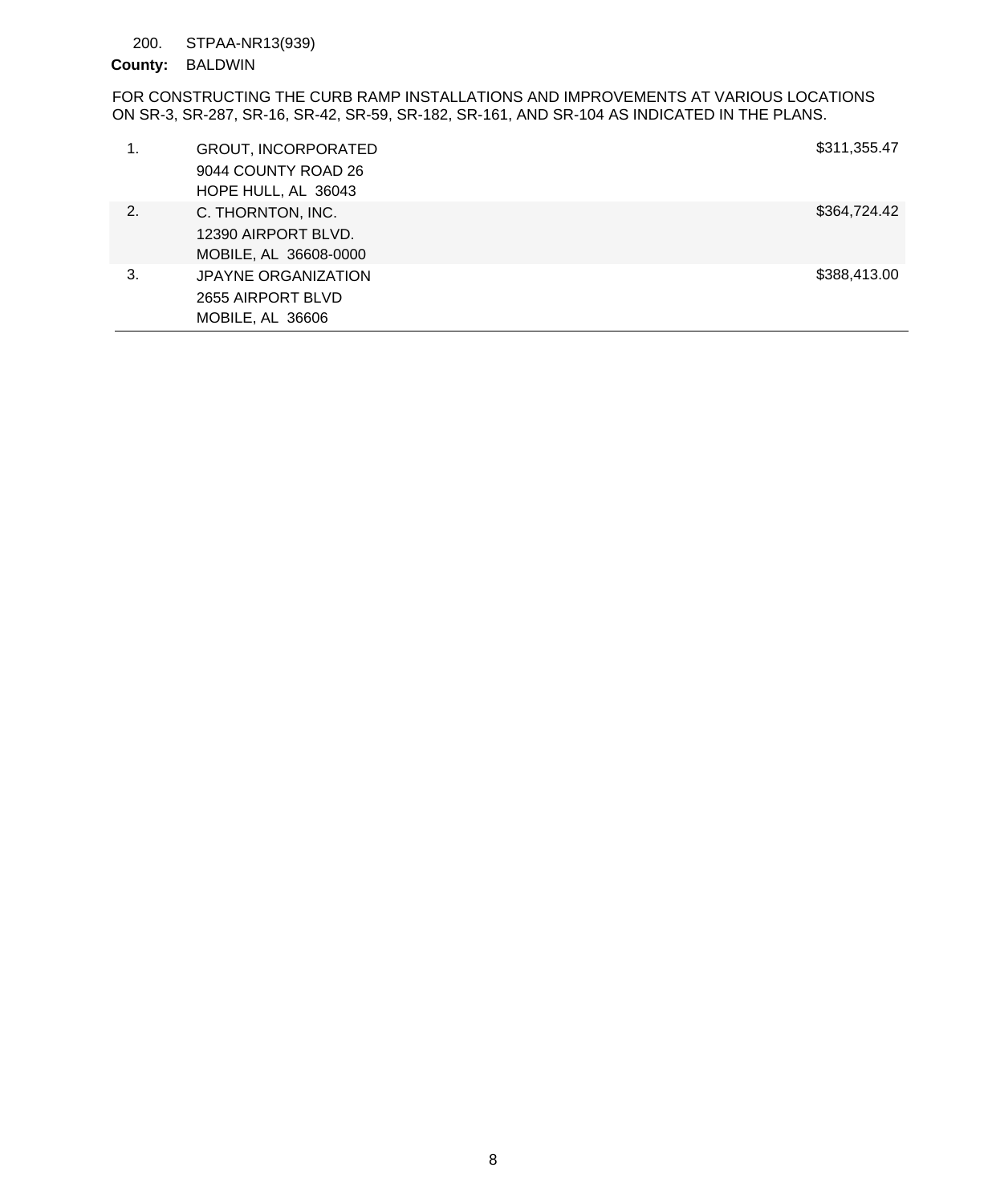200. STPAA-NR13(939)

**County:** BALDWIN

FOR CONSTRUCTING THE CURB RAMP INSTALLATIONS AND IMPROVEMENTS AT VARIOUS LOCATIONS ON SR-3, SR-287, SR-16, SR-42, SR-59, SR-182, SR-161, AND SR-104 AS INDICATED IN THE PLANS.

| | | |
|---|---|---|
| 1. | GROUT, INCORPORATED<br>9044 COUNTY ROAD 26<br>HOPE HULL, AL 36043 | $311,355.47 |
| 2. | C. THORNTON, INC.<br>12390 AIRPORT BLVD.<br>MOBILE, AL 36608-0000 | $364,724.42 |
| 3. | JPAYNE ORGANIZATION<br>2655 AIRPORT BLVD<br>MOBILE, AL 36606 | $388,413.00 |